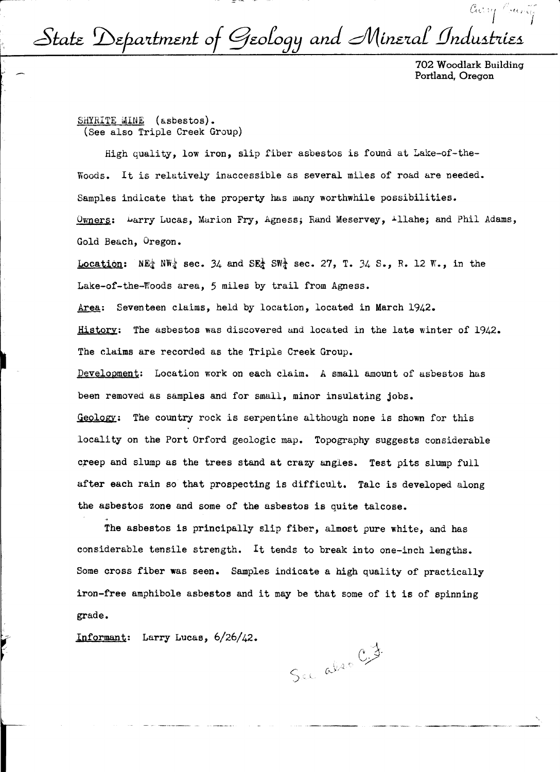*Curry County*

# State Department of Geology and Mineral Industries

702 Woodlark Building
Portland, Oregon

SHYRITE MINE (asbestos).
(See also Triple Creek Group)

High quality, low iron, slip fiber asbestos is found at Lake-of-the-Woods. It is relatively inaccessible as several miles of road are needed. Samples indicate that the property has many worthwhile possibilities.

Owners: Larry Lucas, Marion Fry, Agness; Rand Meservey, Illahe; and Phil Adams, Gold Beach, Oregon.

Location: NE¼ NW¼ sec. 34 and SE¼ SW¼ sec. 27, T. 34 S., R. 12 W., in the Lake-of-the-Woods area, 5 miles by trail from Agness.

Area: Seventeen claims, held by location, located in March 1942.

History: The asbestos was discovered and located in the late winter of 1942. The claims are recorded as the Triple Creek Group.

Development: Location work on each claim. A small amount of asbestos has been removed as samples and for small, minor insulating jobs.

Geology: The country rock is serpentine although none is shown for this locality on the Port Orford geologic map. Topography suggests considerable creep and slump as the trees stand at crazy angles. Test pits slump full after each rain so that prospecting is difficult. Talc is developed along the asbestos zone and some of the asbestos is quite talcose.

The asbestos is principally slip fiber, almost pure white, and has considerable tensile strength. It tends to break into one-inch lengths. Some cross fiber was seen. Samples indicate a high quality of practically iron-free amphibole asbestos and it may be that some of it is of spinning grade.

Informant: Larry Lucas, 6/26/42.

*See also C.J.*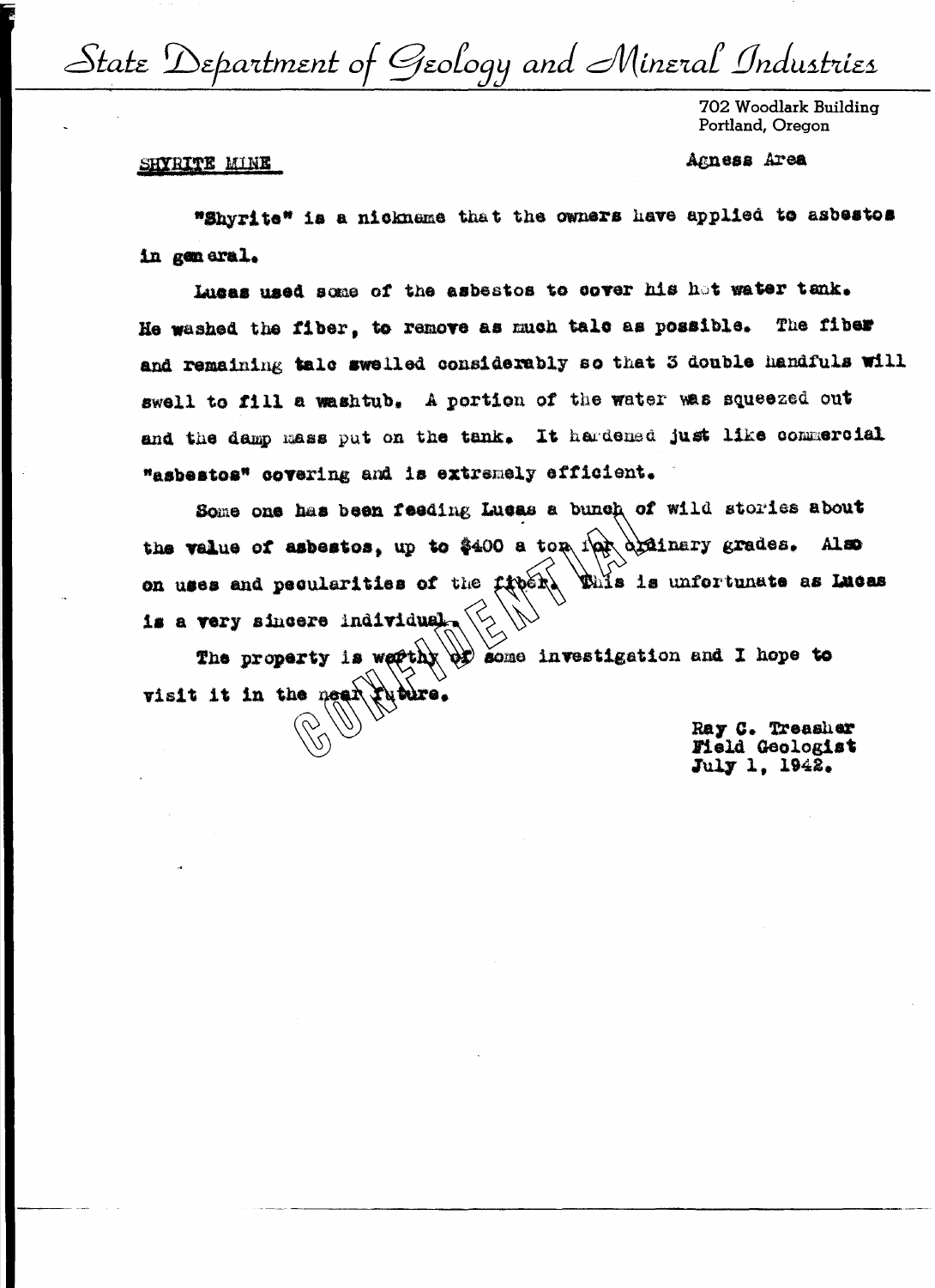# State Department of Geology and Mineral Industries

702 Woodlark Building
Portland, Oregon

SHYRITE MINE

Agness Area

"Shyrite" is a nickname that the owners have applied to asbestos in general.

Lucas used some of the asbestos to cover his hot water tank. He washed the fiber, to remove as much talc as possible. The fiber and remaining talc swelled considerably so that 3 double handfuls will swell to fill a washtub. A portion of the water was squeezed out and the damp mass put on the tank. It hardened just like commercial "asbestos" covering and is extremely efficient.

Some one has been feeding Lucas a bunch of wild stories about the value of asbestos, up to $400 a ton for ordinary grades. Also on uses and peculiarities of the fiber. This is unfortunate as Lucas is a very sincere individual.

The property is worthy of some investigation and I hope to visit it in the near future.

CONFIDENTIAL

Ray C. Treasher
Field Geologist
July 1, 1942.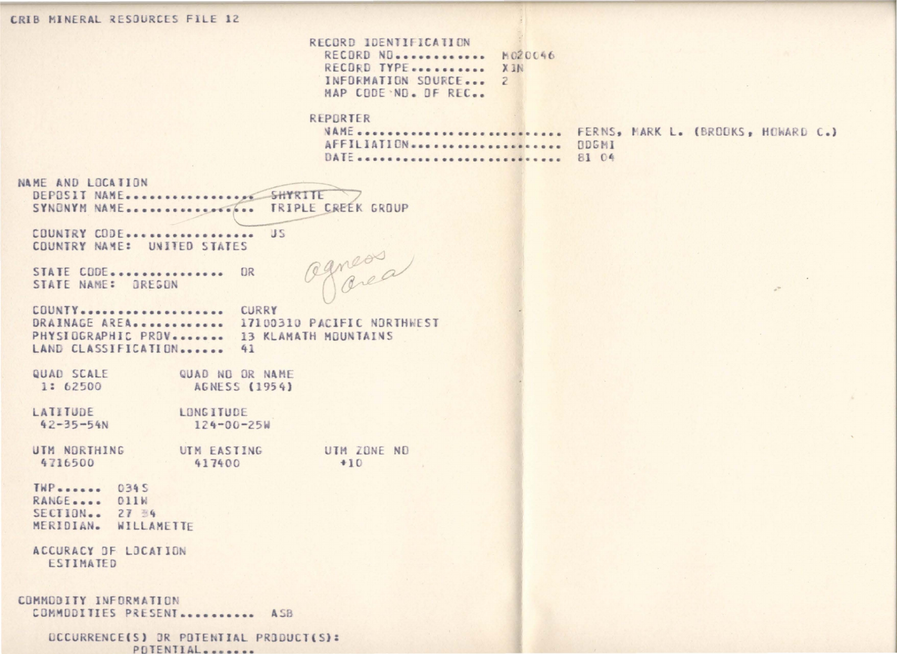CRIB MINERAL RESOURCES FILE 12

RECORD IDENTIFICATION
- RECORD NO............ M020046
- RECORD TYPE.......... XIN
- INFORMATION SOURCE... 2
- MAP CODE NO. OF REC..

REPORTER
- NAME......................... FERNS, MARK L. (BROOKS, HOWARD C.)
- AFFILIATION.................. DOGMI
- DATE......................... 81 04

NAME AND LOCATION
- DEPOSIT NAME................ ~~SHYRITE~~
- SYNONYM NAME................ TRIPLE CREEK GROUP

- COUNTRY CODE................ US
- COUNTRY NAME: UNITED STATES

- STATE CODE............... OR
- STATE NAME: OREGON

Agness Area

- COUNTY.................. CURRY
- DRAINAGE AREA........... 17100310 PACIFIC NORTHWEST
- PHYSIOGRAPHIC PROV...... 13 KLAMATH MOUNTAINS
- LAND CLASSIFICATION..... 41

| QUAD SCALE | QUAD NO OR NAME |
| --- | --- |
| 1: 62500 | AGNESS (1954) |

| LATITUDE | LONGITUDE |
| --- | --- |
| 42-35-54N | 124-00-25W |

| UTM NORTHING | UTM EASTING | UTM ZONE NO |
| --- | --- | --- |
| 4716500 | 417400 | +10 |

- TWP...... 034S
- RANGE.... 011W
- SECTION.. 27 34
- MERIDIAN. WILLAMETTE

ACCURACY OF LOCATION
ESTIMATED

COMMODITY INFORMATION
- COMMODITIES PRESENT.......... ASB

OCCURRENCE(S) OR POTENTIAL PRODUCT(S):
POTENTIAL.......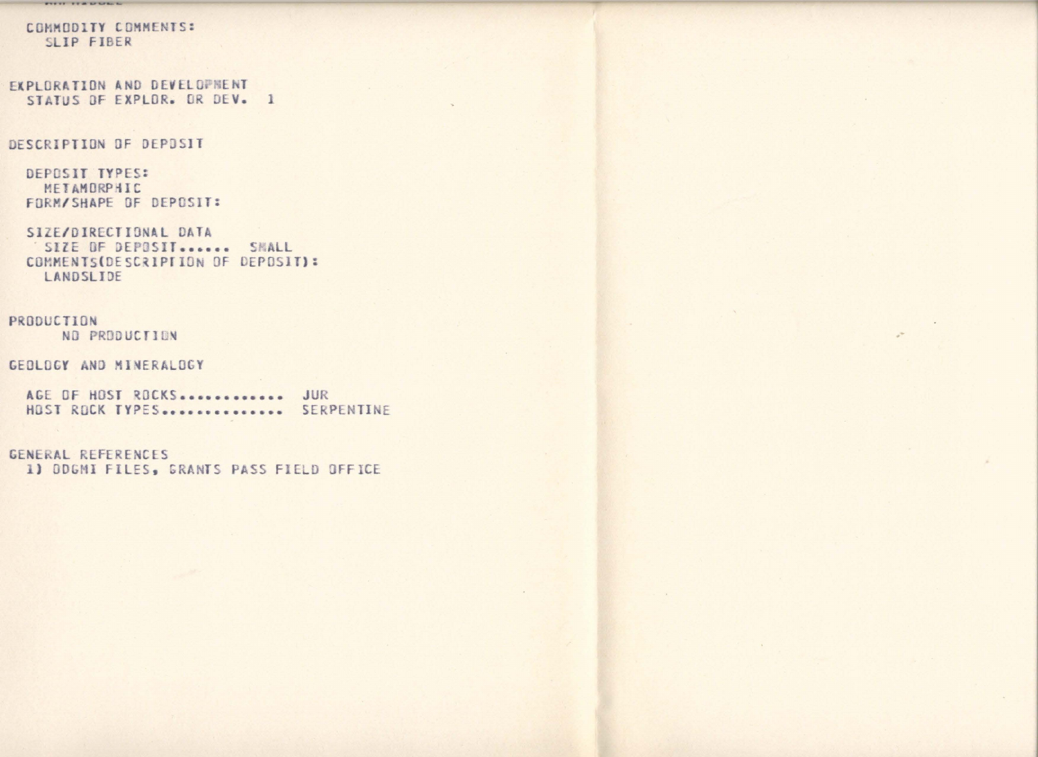COMMODITY COMMENTS:
  SLIP FIBER

EXPLORATION AND DEVELOPMENT
  STATUS OF EXPLOR. OR DEV.   1

DESCRIPTION OF DEPOSIT

  DEPOSIT TYPES:
    METAMORPHIC
  FORM/SHAPE OF DEPOSIT:

  SIZE/DIRECTIONAL DATA
    SIZE OF DEPOSIT...... SMALL
  COMMENTS(DESCRIPTION OF DEPOSIT):
    LANDSLIDE

PRODUCTION
      NO PRODUCTION

GEOLOGY AND MINERALOGY

  AGE OF HOST ROCKS............ JUR
  HOST ROCK TYPES............. SERPENTINE

GENERAL REFERENCES
  1) DOGMI FILES, GRANTS PASS FIELD OFFICE